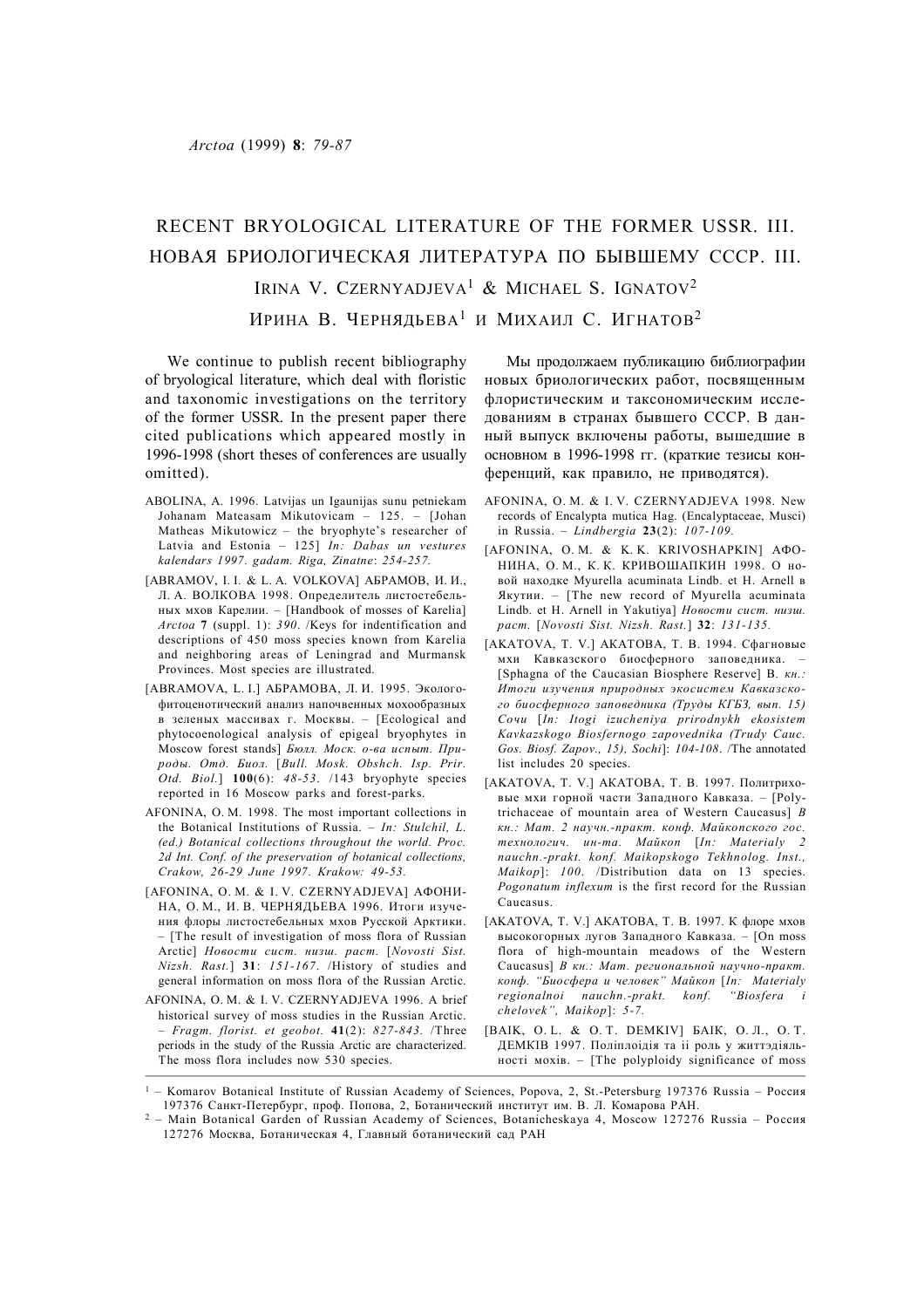# RECENT BRYOLOGICAL LITERATURE OF THE FORMER USSR. III.

# НОВАЯ БРИОЛОГИЧЕСКАЯ ЛИТЕРАТУРА ПО БЫВШЕМУ СССР. III.

IRINA V. CZERNYADJEVA[1] & MICHAEL S. IGNATOV[2]

ИРИНА В. ЧЕРНЯДЬЕВА[1] И МИХАИЛ С. ИГНАТОВ[2]

We continue to publish recent bibliography of bryological literature, which deal with floristic and taxonomic investigations on the territory of the former USSR. In the present paper there cited publications which appeared mostly in 1996-1998 (short theses of conferences are usually omitted).

Мы продолжаем публикацию библиографии новых бриологических работ, посвященным флористическим и таксономическим исследованиям в странах бывшего СССР. В данный выпуск включены работы, вышедшие в основном в 1996-1998 гг. (краткие тезисы конференций, как правило, не приводятся).

ABOLINA, A. 1996. Latvijas un Igaunijas sunu petniekam Johanam Mateasam Mikutovicam – 125. – [Johan Matheas Mikutowicz – the bryophyte's researcher of Latvia and Estonia – 125] *In: Dabas un vestures kalendars 1997. gadam. Riga, Zinatne*: *254-257.*

[ABRAMOV, I. I. & L. A. VOLKOVA] АБРАМОВ, И. И., Л. А. ВОЛКОВА 1998. Определитель листостебельных мхов Карелии. – [Handbook of mosses of Karelia] *Arctoa* **7** (suppl. 1): *390*. /Keys for indentification and descriptions of 450 moss species known from Karelia and neighboring areas of Leningrad and Murmansk Provinces. Most species are illustrated.

[ABRAMOVA, L. I.] АБРАМОВА, Л. И. 1995. Эколого-фитоценотический анализ напочвенных мохообразных в зеленых массивах г. Москвы. – [Ecological and phytocoenological analysis of epigeal bryophytes in Moscow forest stands] *Бюлл. Моск. о-ва испыт. Природы. Отд. Биол.* [*Bull. Mosk. Obshch. Isp. Prir. Otd. Biol.*] **100**(6): *48-53*. /143 bryophyte species reported in 16 Moscow parks and forest-parks.

AFONINA, O. M. 1998. The most important collections in the Botanical Institutions of Russia. – *In: Stulchil, L. (ed.) Botanical collections throughout the world. Proc. 2d Int. Conf. of the preservation of botanical collections, Crakow, 26-29 June 1997. Krakow: 49-53.*

[AFONINA, O. M. & I. V. CZERNYADJEVA] АФОНИНА, О. М., И. В. ЧЕРНЯДЬЕВА 1996. Итоги изучения флоры листостебельных мхов Русской Арктики. – [The result of investigation of moss flora of Russian Arctic] *Новости сист. низш. раст.* [*Novosti Sist. Nizsh. Rast.*] **31**: *151-167*. /History of studies and general information on moss flora of the Russian Arctic.

AFONINA, O. M. & I. V. CZERNYADJEVA 1996. A brief historical survey of moss studies in the Russian Arctic. – *Fragm. florist. et geobot.* **41**(2): *827-843.* /Three periods in the study of the Russia Arctic are characterized. The moss flora includes now 530 species.

AFONINA, O. M. & I. V. CZERNYADJEVA 1998. New records of Encalypta mutica Hag. (Encalyptaceae, Musci) in Russia. – *Lindbergia* **23**(2): *107-109.*

[AFONINA, O. M. & K. K. KRIVOSHAPKIN] АФОНИНА, О. М., К. К. КРИВОШАПКИН 1998. О новой находке Myurella acuminata Lindb. et H. Arnell в Якутии. – [The new record of Myurella acuminata Lindb. et H. Arnell in Yakutiya] *Новости сист. низш. раст.* [*Novosti Sist. Nizsh. Rast.*] **32**: *131-135.*

[AKATOVA, T. V.] АКАТОВА, Т. В. 1994. Сфагновые мхи Кавказского биосферного заповедника. – [Sphagna of the Caucasian Biosphere Reserve] *В. кн.: Итоги изучения природных экосистем Кавказского биосферного заповедника (Труды КГБЗ, вып. 15) Сочи* [*In: Itogi izucheniya prirodnykh ekosistem Kavkazskogo Biosfernogo zapovednika (Trudy Cauc. Gos. Biosf. Zapov., 15), Sochi*]: *104-108*. /The annotated list includes 20 species.

[AKATOVA, T. V.] АКАТОВА, Т. В. 1997. Политриховые мхи горной части Западного Кавказа. – [Polytrichaceae of mountain area of Western Caucasus] *В кн.: Мат. 2 научн.-практ. конф. Майкопского гос. технологич. ин-та. Майкоп* [*In: Materialy 2 nauchn.-prakt. konf. Maikopskogo Tekhnolog. Inst., Maikop*]: *100*. /Distribution data on 13 species. *Pogonatum inflexum* is the first record for the Russian Caucasus.

[AKATOVA, T. V.] АКАТОВА, Т. В. 1997. К флоре мхов высокогорных лугов Западного Кавказа. – [On moss flora of high-mountain meadows of the Western Caucasus] *В кн.: Мат. региональной научно-практ. конф. "Биосфера и человек" Майкоп* [*In: Materialy regionalnoi nauchn.-prakt. konf. "Biosfera i chelovek", Maikop*]: *5-7.*

[BAIK, O. L. & O. T. DEMKIV] БАІК, О. Л., О. Т. ДЕМКІВ 1997. Поліплоідія та її роль у життэдіяльності мохів. – [The polyploidy significance of moss

---

[1] – Komarov Botanical Institute of Russian Academy of Sciences, Popova, 2, St.-Petersburg 197376 Russia – Россия 197376 Санкт-Петербург, проф. Попова, 2, Ботанический институт им. В. Л. Комарова РАН.

[2] – Main Botanical Garden of Russian Academy of Sciences, Botanicheskaya 4, Moscow 127276 Russia – Россия 127276 Москва, Ботаническая 4, Главный ботанический сад РАН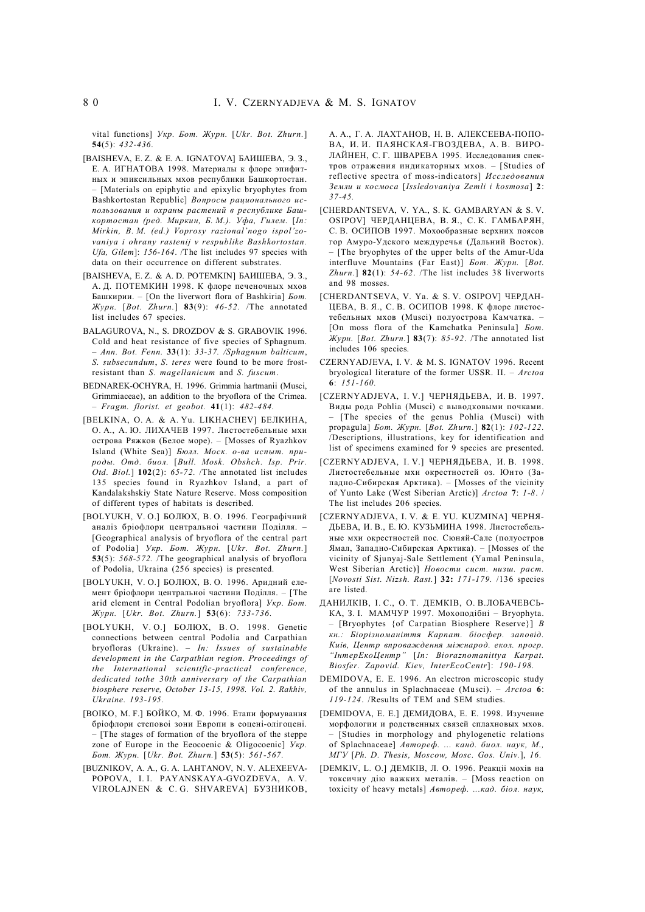vital functions] *Укр. Бот. Журн.* [*Ukr. Bot. Zhurn.*] **54**(5): *432-436.*

[BAISHEVA, E. Z. & E. A. IGNATOVA] БАИШЕВА, Э. З., Е. А. ИГНАТОВА 1998. Материалы к флоре эпифитных и эпиксильных мхов республики Башкортостан. – [Materials on epiphytic and epixylic bryophytes from Bashkortostan Republic] *Вопросы рационального использования и охраны растений в республике Башкортостан (ред. Миркин, Б. М.). Уфа, Гилем.* [*In: Mirkin, B. M. (ed.) Voprosy razional'nogo ispol'zovaniya i ohrany rastenij v respublike Bashkortostan. Ufa, Gilem*]: *156-164*. /The list includes 97 species with data on their occurrence on different substrates.

[BAISHEVA, E. Z. & A. D. POTEMKIN] БАИШЕВА, Э. З., А. Д. ПОТЕМКИН 1998. К флоре печеночных мхов Башкирии. – [On the liverwort flora of Bashkiria] *Бот. Журн.* [*Bot. Zhurn.*] **83**(9): *46-52.* /The annotated list includes 67 species.

BALAGUROVA, N., S. DROZDOV & S. GRABOVIK 1996. Cold and heat resistance of five species of Sphagnum. – *Ann. Bot. Fenn.* **33**(1): *33-37. /Sphagnum balticum*, *S. subsecundum*, *S. teres* were found to be more frost-resistant than *S. magellanicum* and *S. fuscum*.

BEDNAREK-OCHYRA, H. 1996. Grimmia hartmanii (Musci, Grimmiaceae), an addition to the bryoflora of the Crimea. – *Fragm. florist. et geobot.* **41**(1): *482-484.*

[BELKINA, O. A. & A. Yu. LIKHACHEV] БЕЛКИНА, О. А., А. Ю. ЛИХАЧЕВ 1997. Листостебельные мхи острова Ряжков (Белое море). – [Mosses of Ryazhkov Island (White Sea)] *Бюлл. Моск. о-ва испыт. природы. Отд. биол.* [*Bull. Mosk. Obshch. Isp. Prir. Otd. Biol.*] **102**(2): *65-72.* /The annotated list includes 135 species found in Ryazhkov Island, a part of Kandalakshskiy State Nature Reserve. Moss composition of different types of habitats is described.

[BOLYUKH, V. O.] БОЛЮХ, В. О. 1996. Географічний аналіз бріофлори центральноі частини Поділля. – [Geographical analysis of bryoflora of the central part of Podolia] *Укр. Бот. Журн.* [*Ukr. Bot. Zhurn.*] **53**(5): *568-572.* /The geographical analysis of bryoflora of Podolia, Ukraina (256 species) is presented.

[BOLYUKH, V. O.] БОЛЮХ, В. О. 1996. Аридний елемент бріофлори центральноі частини Поділля. – [The arid element in Central Podolian bryoflora] *Укр. Бот. Журн.* [*Ukr. Bot. Zhurn.*] **53**(6): *733-736.*

[BOLYUKH, V. O.] БОЛЮХ, В. О. 1998. Genetic connections between central Podolia and Carpathian bryofloras (Ukraine). – *In: Issues of sustainable development in the Carpathian region. Proceedings of the International scientific-practical conference, dedicated tothe 30th anniversary of the Carpathian biosphere reserve, October 13-15, 1998. Vol. 2. Rakhiv, Ukraine. 193-195.*

[BOIKO, M. F.] БОЙКО, М. Ф. 1996. Етапи формування бріофлори степовоі зони Европи в еоцені-олігоцені. – [The stages of formation of the bryoflora of the steppe zone of Europe in the Eeocoenic & Oligocoenic] *Укр. Бот. Журн.* [*Ukr. Bot. Zhurn.*] **53**(5): *561-567.*

[BUZNIKOV, A. A., G. A. LAHTANOV, N. V. ALEXEEVA-POPOVA, I. I. PAYANSKAYA-GVOZDEVA, A. V. VIROLAJNEN & C. G. SHVAREVA] БУЗНИКОВ, А. А., Г. А. ЛАХТАНОВ, Н. В. АЛЕКСЕЕВА-ПОПОВА, И. И. ПАЯНСКАЯ-ГВОЗДЕВА, А. В. ВИРОЛАЙНЕН, С. Г. ШВАРЕВА 1995. Исследования спектров отражения индикаторных мхов. – [Studies of reflective spectra of moss-indicators] *Исследования Земли и космоса* [*Issledovaniya Zemli i kosmosa*] **2**: *37-45.*

[CHERDANTSEVA, V. YA., S. K. GAMBARYAN & S. V. OSIPOV] ЧЕРДАНЦЕВА, В. Я., С. К. ГАМБАРЯН, С. В. ОСИПОВ 1997. Мохообразные верхних поясов гор Амуро-Удского междуречья (Дальний Восток). – [The bryophytes of the upper belts of the Amur-Uda interfluve Mountains (Far East)] *Бот. Журн.* [*Bot. Zhurn.*] **82**(1): *54-62*. /The list includes 38 liverworts and 98 mosses.

[CHERDANTSEVA, V. Ya. & S. V. OSIPOV] ЧЕРДАНЦЕВА, В. Я., С. В. ОСИПОВ 1998. К флоре листостебельных мхов (Musci) полуострова Камчатка. – [On moss flora of the Kamchatka Peninsula] *Бот. Журн.* [*Bot. Zhurn.*] **83**(7): *85-92*. /The annotated list includes 106 species.

CZERNYADJEVA, I. V. & M. S. IGNATOV 1996. Recent bryological literature of the former USSR. II. – *Arctoa* **6**: *151-160.*

[CZERNYADJEVA, I. V.] ЧЕРНЯДЬЕВА, И. В. 1997. Виды рода Pohlia (Musci) с выводковыми почками. – [The species of the genus Pohlia (Musci) with propagula] *Бот. Журн.* [*Bot. Zhurn.*] **82**(1): *102-122.* /Descriptions, illustrations, key for identification and list of specimens examined for 9 species are presented.

[CZERNYADJEVA, I. V.] ЧЕРНЯДЬЕВА, И. В. 1998. Листостебельные мхи окрестностей оз. Юнто (Западно-Сибирская Арктика). – [Mosses of the vicinity of Yunto Lake (West Siberian Arctic)] *Arctoa* **7**: *1-8*. / The list includes 206 species.

[CZERNYADJEVA, I. V. & E. YU. KUZMINA] ЧЕРНЯДЬЕВА, И. В., Е. Ю. КУЗЬМИНА 1998. Листостебельные мхи окрестностей пос. Сюняй-Сале (полуостров Ямал, Западно-Сибирская Арктика). – [Mosses of the vicinity of Sjunyaj-Sale Settlement (Yamal Peninsula, West Siberian Arctic)] *Новости сист. низш. раст.* [*Novosti Sist. Nizsh. Rast.*] **32:** *171-179.* /136 species are listed.

ДАНИЛКІВ, І. С., О. Т. ДЕМКІВ, О. В.ЛОБАЧЕВСЬКА, З. І. МАМЧУР 1997. Мохоподібні – Bryophyta. – [Bryophytes {of Carpatian Biosphere Reserve}] *В кн.: Біорізноманіття Карпат. біосфер. заповід. Київ, Центр впровадження міжнарод. екол. прогр. "ІнтерЕкоЦентр"* [*In: Bioraznomanittya Karpat. Biosfer. Zapovid. Kiev, InterEcoCentr*]: *190-198.*

DEMIDOVA, E. E. 1996. An electron microscopic study of the annulus in Splachnaceae (Musci). – *Arctoa* **6**: *119-124*. /Results of TEM and SEM studies.

[DEMIDOVA, E. E.] ДЕМИДОВА, Е. Е. 1998. Изучение морфологии и родственных связей сплахновых мхов. – [Studies in morphology and phylogenetic relations of Splachnaceae] *Автореф. ... канд. биол. наук, М., МГУ* [*Ph. D. Thesis, Moscow, Mosc. Gos. Univ.*], *16.*

[DEMKIV, L. O.] ДЕМКІВ, Л. О. 1996. Реакціі мохів на токсичну дію важких металів. – [Moss reaction on toxicity of heavy metals] *Автореф. ...кад. біол. наук,*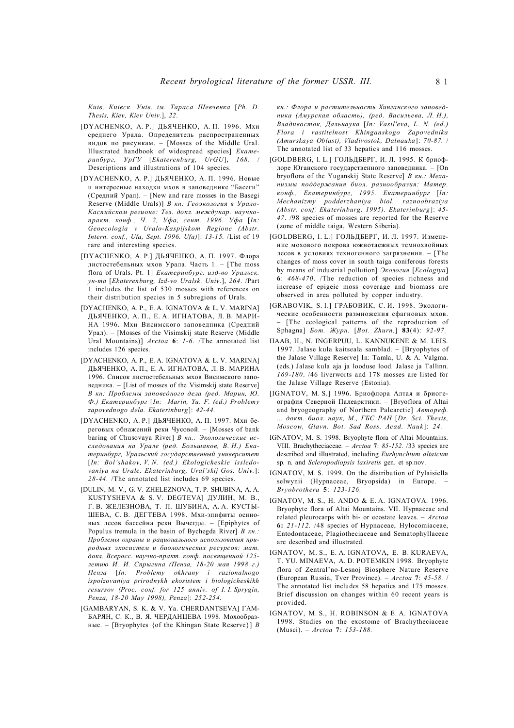*Київ, Київск. Унів. ім. Тараса Шевченка* [*Ph. D. Thesis, Kiev, Kiev Univ.*], *22.*

[DYACHENKO, A. P.] ДЬЯЧЕНКО, А. П. 1996. Мхи среднего Урала. Определитель распространенных видов по рисункам. – [Mosses of the Middle Ural. Illustrated handbook of widespread species] *Екатеринбург, УрГУ* [*Ekaterenburg, UrGU*], *168*. / Descriptions and illustrations of 104 species.

[DYACHENKO, A. P.] ДЬЯЧЕНКО, А. П. 1996. Новые и интересные находки мхов в заповеднике "Басеги" (Средний Урал). – [New and rare mosses in the Basegi Reserve (Middle Urals)] *В кн: Геоэкология в Урало-Каспийском регионе: Тез. докл. междунар. научно-практ. конф., Ч. 2, Уфа, сент. 1996. Уфа* [*In: Geoecologia v Uralo-Kaspijskom Regione (Abstr. Intern. conf., Ufa, Sept. 1996. Ufa)*]: *13-15.* /List of 19 rare and interesting species.

[DYACHENKO, A. P.] ДЬЯЧЕНКО, А. П. 1997. Флора листостебельных мхов Урала. Часть 1. – [The moss flora of Urals. Pt. 1] *Екатеринбург, изд-во Уральск. ун-та* [*Ekaterenburg, Izd-vo Uralsk. Univ.*], *264*. /Part 1 includes the list of 530 mosses with references on their distribution species in 5 subregions of Urals.

[DYACHENKO, A. P., E. A. IGNATOVA & L. V. MARINA] ДЬЯЧЕНКО, А. П., Е. А. ИГНАТОВА, Л. В. МАРИНА 1996. Мхи Висимского заповедника (Средний Урал). – [Mosses of the Visimskij state Reserve (Middle Ural Mountains)] *Arctoa* **6**: *1-6*. /The annotated list includes 126 species.

[DYACHENKO, A. P., E. A. IGNATOVA & L. V. MARINA] ДЬЯЧЕНКО, А. П., Е. А. ИГНАТОВА, Л. В. МАРИНА 1996. Список листостебельных мхов Висимского заповедника. – [List of mosses of the Visimskij state Reserve] *В кн: Проблемы заповедного дела (ред. Марин, Ю. Ф.) Екатеринбург* [*In: Marin, Yu. F. (ed.) Problemy zapovednogo dela. Ekaterinburg*]: *42-44.*

[DYACHENKO, A. P.] ДЬЯЧЕНКО, А. П. 1997. Мхи береговых обнажений реки Чусовой. – [Mosses of bank baring of Chusovaya River] *В кн.: Экологические исследования на Урале (ред. Большаков, В. Н.) Екатеринбург, Уральский государственный университет* [*In: Bol'shakov, V. N. (ed.) Ekologicheskie issledovaniya na Urale. Ekaterinburg, Ural'skij Gos. Univ.*]: *28-44.* /The annotated list includes 69 species.

[DULIN, M. V., G. V. ZHELEZNOVA, T. P. SHUBINA, A. A. KUSTYSHEVA & S. V. DEGTEVA] ДУЛИН, М. В., Г. В. ЖЕЛЕЗНОВА, Т. П. ШУБИНА, А. А. КУСТЫШЕВА, С. В. ДЕГТЕВА 1998. Мхи-эпифиты осиновых лесов бассейна реки Вычегды. – [Epiphytes of Populus tremula in the basin of Bychegda River] *В кн.: Проблемы охраны и рационального использования природных экосистем и биологических ресурсов: мат. докл. Всеросс. научно-практ. конф. посвященной 125-летию И. И. Спрыгина (Пенза, 18-20 мая 1998 г.) Пенза* [*In: Problemy okhrany i razionalnogo ispolzovaniya prirodnykh ekosistem i biologicheskikh resursov (Proc. conf. for 125 anniv. of I. I. Sprygin, Penza, 18-20 May 1998), Penza*]: *252-254.*

[GAMBARYAN, S. K. & V. Ya. CHERDANTSEVA] ГАМБАРЯН, С. К., В. Я. ЧЕРДАНЦЕВА 1998. Мохообразные. – [Bryophytes {of the Khingan State Reserve}] *В кн.: Флора и растительность Хинганского заповедника (Амурская область), (ред. Васильева, Л. Н.), Владивосток, Дальнаука* [*In: Vasil'eva, L. N. (ed.) Flora i rastitelnost Khinganskogo Zapovednika (Amurskaya Oblast), Vladivostok, Dalnauka*]: *70-87.* / The annotated list of 33 hepatics and 116 mosses.

[GOLDBERG, I. L.] ГОЛЬДБЕРГ, И. Л. 1995. К бриофлоре Юганского государственного заповедника. – [On bryoflora of the Yuganskij State Reserve] *В кн.: Механизмы поддержания биол. разнообразия: Матер. конф., Екатеринбург, 1995. Екатеринбург* [*In: Mechanizmy podderzhaniya biol. raznoobraziya (Abstr. conf. Ekaterinburg, 1995). Ekaterinburg*]: *45-47*. /98 species of mosses are reported for the Reserve (zone of middle taiga, Western Siberia).

[GOLDBERG, I. L.] ГОЛЬДБЕРГ, И. Л. 1997. Изменение мохового покрова южнотаежных темнохвойных лесов в условиях техногенного загрязнения. – [The changes of moss cover in south taiga coniferous forests by means of industrial pollution] *Экология* [*Ecologiya*] **6**: *468-470*. /The reduction of species richness and increase of epigeic moss coverage and biomass are observed in area polluted by copper industry.

[GRABOVIK, S. I.] ГРАБОВИК, С. И. 1998. Экологические особенности размножения сфагновых мхов. – [The ecological patterns of the reproduction of Sphagna] *Бот. Журн.* [*Bot. Zhurn.*] **83**(4): *92-97.*

HAAB, H., N. INGERPUU, L. KANNUKENE & M. LEIS. 1997. Jalase kula kaitseala samblad. – [Bryophytes of the Jalase Village Reserve] In: Tamla, U. & A. Valgma. (eds.) Jalase kula aja ja looduse lood. Jalase ja Tallinn. *169-180*. /46 liverworts and 178 mosses are listed for the Jalase Village Reserve (Estonia).

[IGNATOV, M. S.] 1996. Бриофлора Алтая и бриогеография Северной Палеарктики. – [Bryoflora of Altai and bryogeography of Northern Palearctic] *Автореф. ... докт. биол. наук, М., ГБС РАН* [*Dr. Sci. Thesis, Moscow, Glavn. Bot. Sad Ross. Acad. Nauk*]: *24.*

IGNATOV, M. S. 1998. Bryophyte flora of Altai Mountains. VIII. Brachytheciaceae. – *Arctoa* **7**: *85-152.* /33 species are described and illustrated, including *Eurhynchium altaicum* sp. n. and *Scleropodiopsis laxiretis* gen. et sp.nov.

IGNATOV, M. S. 1999. On the distribution of Pylaisiella selwynii (Hypnaceae, Bryopsida) in Europe. – *Bryobrothera* **5**: *123-126.*

IGNATOV, M. S., H. ANDO & E. A. IGNATOVA. 1996. Bryophyte flora of Altai Mountains. VII. Hypnaceae and related pleurocarps with bi- or ecostate leaves. – *Arctoa* **6:** *21-112.* /48 species of Hypnaceae, Hylocomiaceae, Entodontaceae, Plagiotheciaceae and Sematophyllaceae are described and illustrated.

IGNATOV, M. S., E. A. IGNATOVA, E. B. KURAEVA, T. YU. MINAEVA, A. D. POTEMKIN 1998. Bryophyte flora of Zentral'no-Lesnoj Biosphere Nature Reserve (European Russia, Tver Province). – *Arctoa* **7**: *45-58.* / The annotated list includes 58 hepatics and 175 mosses. Brief discussion on changes within 60 recent years is provided.

IGNATOV, M. S., H. ROBINSON & E. A. IGNATOVA 1998. Studies on the exostome of Brachytheciaceae (Musci). – *Arctoa* **7**: *153-188.*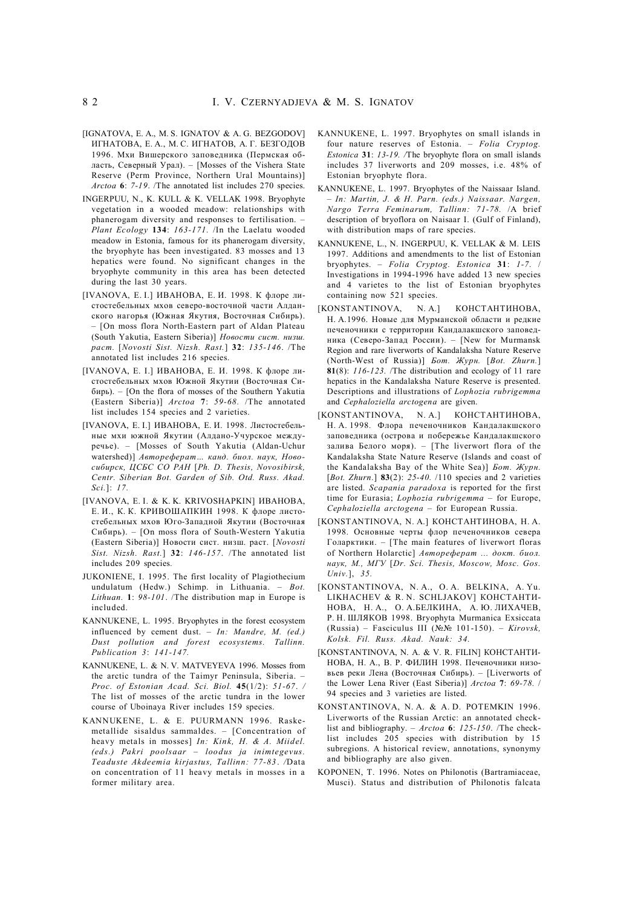[IGNATOVA, E. A., M. S. IGNATOV & A. G. BEZGODOV] ИГНАТОВА, Е. А., М. С. ИГНАТОВ, А. Г. БЕЗГОДОВ 1996. Мхи Вишерского заповедника (Пермская область, Северный Урал). – [Mosses of the Vishera State Reserve (Perm Province, Northern Ural Mountains)] *Arctoa* **6**: *7-19*. /The annotated list includes 270 species.

INGERPUU, N., K. KULL & K. VELLAK 1998. Bryophyte vegetation in a wooded meadow: relationships with phanerogam diversity and responses to fertilisation. – *Plant Ecology* **134**: *163-171*. /In the Laelatu wooded meadow in Estonia, famous for its phanerogam diversity, the bryophyte has been investigated. 83 mosses and 13 hepatics were found. No significant changes in the bryophyte community in this area has been detected during the last 30 years.

[IVANOVA, E. I.] ИВАНОВА, Е. И. 1998. К флоре листостебельных мхов северо-восточной части Алданского нагорья (Южная Якутия, Восточная Сибирь). – [On moss flora North-Eastern part of Aldan Plateau (South Yakutia, Eastern Siberia)] *Новости сист. низш. раст.* [*Novosti Sist. Nizsh. Rast.*] **32**: *135-146*. /The annotated list includes 216 species.

[IVANOVA, E. I.] ИВАНОВА, Е. И. 1998. К флоре листостебельных мхов Южной Якутии (Восточная Сибирь). – [On the flora of mosses of the Southern Yakutia (Eastern Siberia)] *Arctoa* **7**: *59-68*. /The annotated list includes 154 species and 2 varieties.

[IVANOVA, E. I.] ИВАНОВА, Е. И. 1998. Листостебельные мхи южной Якутии (Алдано-Учурское междуречье). – [Mosses of South Yakutia (Aldan-Uchur watershed)] *Автореферат… канд. биол. наук, Новосибирск, ЦСБС СО РАН* [*Ph. D. Thesis, Novosibirsk, Centr. Siberian Bot. Garden of Sib. Otd. Russ. Akad. Sci.*]: *17*.

[IVANOVA, E. I. & K. K. KRIVOSHAPKIN] ИВАНОВА, Е. И., К. К. КРИВОШАПКИН 1998. К флоре листостебельных мхов Юго-Западной Якутии (Восточная Сибирь). – [On moss flora of South-Western Yakutia (Eastern Siberia)] Новости сист. низш. раст. [*Novosti Sist. Nizsh. Rast.*] **32**: *146-157*. /The annotated list includes 209 species.

JUKONIENE, I. 1995. The first locality of Plagiothecium undulatum (Hedw.) Schimp. in Lithuania. – *Bot. Lithuan.* **1**: *98-101*. /The distribution map in Europe is included.

KANNUKENE, L. 1995. Bryophytes in the forest ecosystem influenced by cement dust. – *In: Mandre, M. (ed.) Dust pollution and forest ecosystems. Tallinn. Publication 3*: *141-147.*

KANNUKENE, L. & N. V. MATVEYEVA 1996. Mosses from the arctic tundra of the Taimyr Peninsula, Siberia. – *Proc. of Estonian Acad. Sci. Biol.* **45**(1/2): *51-67*. / The list of mosses of the arctic tundra in the lower course of Uboinaya River includes 159 species.

KANNUKENE, L. & E. PUURMANN 1996. Raskemetallide sisaldus sammaldes. – [Concentration of heavy metals in mosses] *In: Kink, H. & A. Miidel. (eds.) Pakri poolsaar – loodus ja inimtegevus. Teaduste Akdeemia kirjastus, Tallinn: 77-83*. /Data on concentration of 11 heavy metals in mosses in a former military area.

KANNUKENE, L. 1997. Bryophytes on small islands in four nature reserves of Estonia. – *Folia Cryptog. Estonica* **31**: *13-19.* /The bryophyte flora on small islands includes 37 liverworts and 209 mosses, i.e. 48% of Estonian bryophyte flora.

KANNUKENE, L. 1997. Bryophytes of the Naissaar Island. – *In: Martin, J. & H. Parn. (eds.) Naissaar. Nargen, Nargo Terra Feminarum, Tallinn: 71-78.* /A brief description of bryoflora on Naisaar I. (Gulf of Finland), with distribution maps of rare species.

KANNUKENE, L., N. INGERPUU, K. VELLAK & M. LEIS 1997. Additions and amendments to the list of Estonian bryophytes. – *Folia Cryptog. Estonica* **31**: *1-7*. / Investigations in 1994-1996 have added 13 new species and 4 varietes to the list of Estonian bryophytes containing now 521 species.

[KONSTANTINOVA, N. A.] КОНСТАНТИНОВА, Н. А.1996. Новые для Мурманской области и редкие печеночники с территории Кандалакшского заповедника (Северо-Запад России). – [New for Murmansk Region and rare liverworts of Kandalaksha Nature Reserve (North-West of Russia)] *Бот. Журн.* [*Bot. Zhurn.*] **81**(8): *116-123.* /The distribution and ecology of 11 rare hepatics in the Kandalaksha Nature Reserve is presented. Descriptions and illustrations of *Lophozia rubrigemma* and *Cephaloziella arctogena* are given.

[KONSTANTINOVA, N. A.] КОНСТАНТИНОВА, Н. А. 1998. Флора печеночников Кандалакшского заповедника (острова и побережье Кандалакшского залива Белого моря). – [The liverwort flora of the Kandalaksha State Nature Reserve (Islands and coast of the Kandalaksha Bay of the White Sea)] *Бот. Журн.* [*Bot. Zhurn.*] **83**(2): *25-40*. /110 species and 2 varieties are listed. *Scapania paradoxa* is reported for the first time for Eurasia; *Lophozia rubrigemma* – for Europe, *Cephaloziella arctogena* – for European Russia.

[KONSTANTINOVA, N. A.] КОНСТАНТИНОВА, Н. А. 1998. Основные черты флор печеночников севера Голарктики. – [The main features of liverwort floras of Northern Holarctic] *Автореферат ... докт. биол. наук, М., МГУ* [*Dr. Sci. Thesis, Moscow, Mosc. Gos. Univ.*], *35*.

[KONSTANTINOVA, N. A., O. A. BELKINA, A. Yu. LIKHACHEV & R. N. SCHLJAKOV] КОНСТАНТИНОВА, Н. А., О. А.БЕЛКИНА, А. Ю. ЛИХАЧЕВ, Р. Н. ШЛЯКОВ 1998. Bryophyta Murmanica Exsiccata (Russia) – Fasciculus III (№№ 101-150). – *Kirovsk, Kolsk. Fil. Russ. Akad. Nauk: 34.*

[KONSTANTINOVA, N. A. & V. R. FILIN] КОНСТАНТИНОВА, Н. А., В. Р. ФИЛИН 1998. Печеночники низовьев реки Лена (Восточная Сибирь). – [Liverworts of the Lower Lena River (East Siberia)] *Arctoa* **7**: *69-78*. / 94 species and 3 varieties are listed.

KONSTANTINOVA, N. A. & A. D. POTEMKIN 1996. Liverworts of the Russian Arctic: an annotated checklist and bibliography. – *Arctoa* **6**: *125-150*. /The checklist includes 205 species with distribution by 15 subregions. A historical review, annotations, synonymy and bibliography are also given.

KOPONEN, T. 1996. Notes on Philonotis (Bartramiaceae, Musci). Status and distribution of Philonotis falcata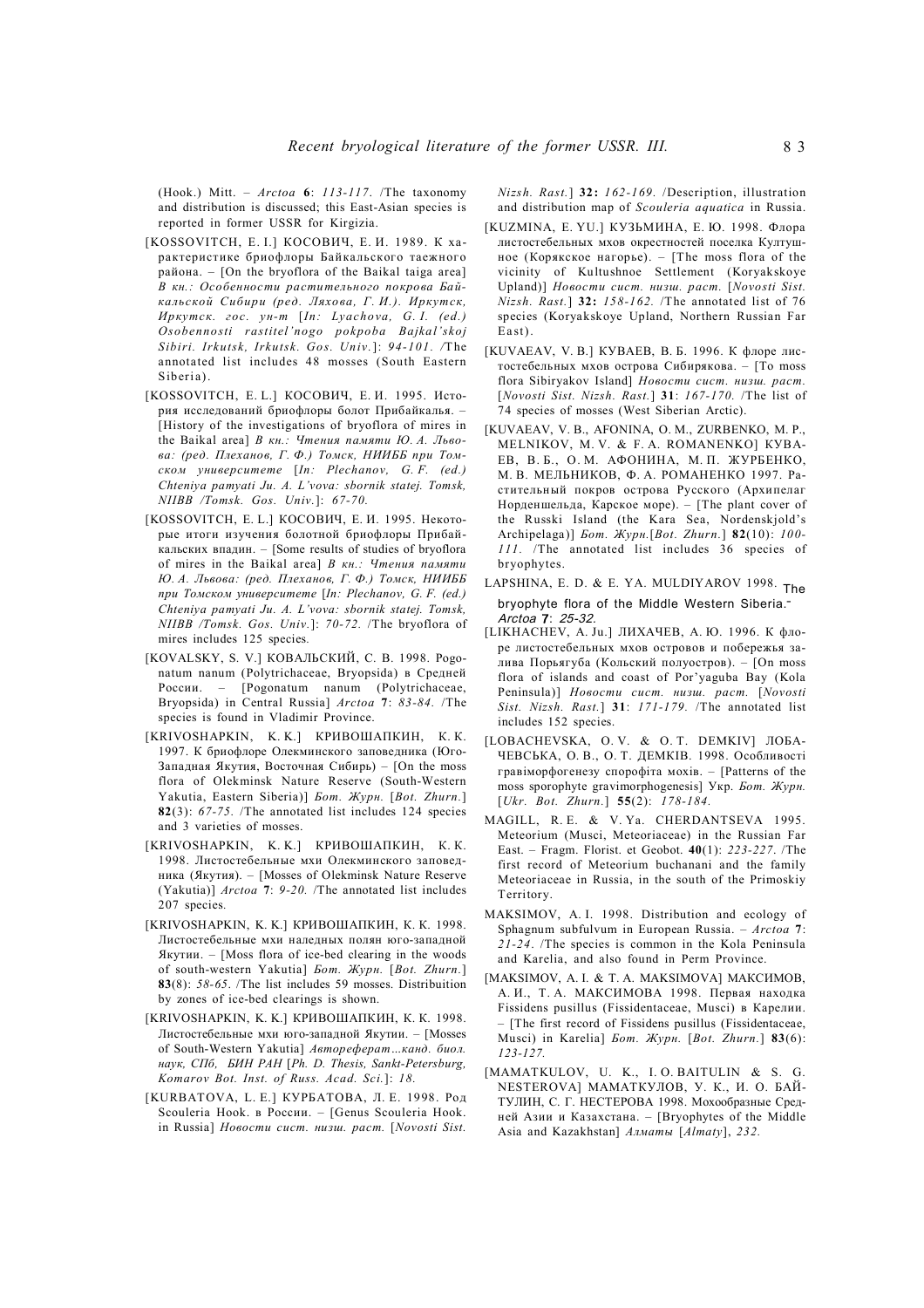(Hook.) Mitt. – *Arctoa* **6**: *113-117*. /The taxonomy and distribution is discussed; this East-Asian species is reported in former USSR for Kirgizia.

[KOSSOVITCH, E. I.] КОСОВИЧ, Е. И. 1989. К характеристике бриофлоры Байкальского таежного района. – [On the bryoflora of the Baikal taiga area] *В кн.: Особенности растительного покрова Байкальской Сибири (ред. Ляхова, Г. И.). Иркутск, Иркутск. гос. ун-т* [*In: Lyachova, G. I. (ed.) Osobennosti rastitel'nogo pokroba Bajkal'skoj Sibiri. Irkutsk, Irkutsk. Gos. Univ.*]: *94-101.* /The annotated list includes 48 mosses (South Eastern Siberia).

[KOSSOVITCH, E. L.] КОСОВИЧ, Е. И. 1995. История исследований бриофлоры болот Прибайкалья. – [History of the investigations of bryoflora of mires in the Baikal area] *В кн.: Чтения памяти Ю. А. Львова: (ред. Плеханов, Г. Ф.) Томск, НИИББ при Томском университете* [*In: Plechanov, G. F. (ed.) Chteniya pamyati Ju. A. L'vova: sbornik statej. Tomsk, NIIBB /Tomsk. Gos. Univ.*]: *67-70.*

[KOSSOVITCH, E. L.] КОСОВИЧ, Е. И. 1995. Некоторые итоги изучения болотной бриофлоры Прибайкальских впадин. – [Some results of studies of bryoflora of mires in the Baikal area] *В кн.: Чтения памяти Ю. А. Львова: (ред. Плеханов, Г. Ф.) Томск, НИИББ при Томском университете* [*In: Plechanov, G. F. (ed.) Chteniya pamyati Ju. A. L'vova: sbornik statej. Tomsk, NIIBB /Tomsk. Gos. Univ.*]: *70-72.* /The bryoflora of mires includes 125 species.

[KOVALSKY, S. V.] КОВАЛЬСКИЙ, С. В. 1998. Pogonatum nanum (Polytrichaceae, Bryopsida) в Средней России. – [Pogonatum nanum (Polytrichaceae, Bryopsida) in Central Russia] *Arctoa* **7**: *83-84*. /The species is found in Vladimir Province.

[KRIVOSHAPKIN, K. K.] КРИВОШАПКИН, К. К. 1997. К бриофлоре Олекминского заповедника (Юго-Западная Якутия, Восточная Сибирь) – [On the moss flora of Olekminsk Nature Reserve (South-Western Yakutia, Eastern Siberia)] *Бот. Журн.* [*Bot. Zhurn.*] **82**(3): *67-75*. /The annotated list includes 124 species and 3 varieties of mosses.

[KRIVOSHAPKIN, K. K.] КРИВОШАПКИН, К. К. 1998. Листостебельные мхи Олекминского заповедника (Якутия). – [Mosses of Olekminsk Nature Reserve (Yakutia)] *Arctoa* **7**: *9-20*. /The annotated list includes 207 species.

[KRIVOSHAPKIN, K. K.] КРИВОШАПКИН, К. К. 1998. Листостебельные мхи наледных полян юго-западной Якутии. – [Moss flora of ice-bed clearing in the woods of south-western Yakutia] *Бот. Журн.* [*Bot. Zhurn.*] **83**(8): *58-65*. /The list includes 59 mosses. Distribuition by zones of ice-bed clearings is shown.

[KRIVOSHAPKIN, K. K.] КРИВОШАПКИН, К. К. 1998. Листостебельные мхи юго-западной Якутии. – [Mosses of South-Western Yakutia] *Автореферат...канд. биол. наук, СПб, БИН РАН* [*Ph. D. Thesis, Sankt-Petersburg, Komarov Bot. Inst. of Russ. Acad. Sci.*]: *18.*

[KURBATOVA, L. E.] КУРБАТОВА, Л. Е. 1998. Род Scouleria Hook. в России. – [Genus Scouleria Hook. in Russia] *Новости сист. низш. раст.* [*Novosti Sist. Nizsh. Rast.*] **32**: *162-169*. /Description, illustration and distribution map of *Scouleria aquatica* in Russia.

[KUZMINA, E. YU.] КУЗЬМИНА, Е. Ю. 1998. Флора листостебельных мхов окрестностей поселка Култушное (Корякское нагорье). – [The moss flora of the vicinity of Kultushnoe Settlement (Koryakskoye Upland)] *Новости сист. низш. раст.* [*Novosti Sist. Nizsh. Rast.*] **32**: *158-162*. /The annotated list of 76 species (Koryakskoye Upland, Northern Russian Far East).

[KUVAEAV, V. B.] КУВАЕВ, В. Б. 1996. К флоре листостебельных мхов острова Сибирякова. – [To moss flora Sibiryakov Island] *Новости сист. низш. раст.* [*Novosti Sist. Nizsh. Rast.*] **31**: *167-170*. /The list of 74 species of mosses (West Siberian Arctic).

[KUVAEAV, V. B., AFONINA, O. M., ZURBENKO, M. P., MELNIKOV, M. V. & F. A. ROMANENKO] КУВАЕВ, В. Б., О. М. АФОНИНА, М. П. ЖУРБЕНКО, М. В. МЕЛЬНИКОВ, Ф. А. РОМАНЕНКО 1997. Растительный покров острова Русского (Архипелаг Норденшельда, Карское море). – [The plant cover of the Russki Island (the Kara Sea, Nordenskjold's Archipelaga)] *Бот. Журн.*[*Bot. Zhurn.*] **82**(10): *100-111*. /The annotated list includes 36 species of bryophytes.

LAPSHINA, E. D. & E. YA. MULDIYAROV 1998. The bryophyte flora of the Middle Western Siberia. – *Arctoa* **7**: *25-32.*

[LIKHACHEV, A. Ju.] ЛИХАЧЕВ, А. Ю. 1996. К флоре листостебельных мхов островов и побережья залива Порьягуба (Кольский полуостров). – [On moss flora of islands and coast of Por'yaguba Bay (Kola Peninsula)] *Новости сист. низш. раст.* [*Novosti Sist. Nizsh. Rast.*] **31**: *171-179*. /The annotated list includes 152 species.

[LOBACHEVSKA, O. V. & O. T. DEMKIV] ЛОБАЧЕВСЬКА, О. В., О. Т. ДЕМКІВ. 1998. Особливості гравіморфогенезу спорофіта мохів. – [Patterns of the moss sporophyte gravimorphogenesis] Укр. *Бот. Журн.* [*Ukr. Bot. Zhurn.*] **55**(2): *178-184.*

MAGILL, R. E. & V. Ya. CHERDANTSEVA 1995. Meteorium (Musci, Meteoriaceae) in the Russian Far East. – Fragm. Florist. et Geobot. **40**(1): *223-227*. /The first record of Meteorium buchanani and the family Meteoriaceae in Russia, in the south of the Primoskiy Territory.

MAKSIMOV, A. I. 1998. Distribution and ecology of Sphagnum subfulvum in European Russia. – *Arctoa* **7**: *21-24*. /The species is common in the Kola Peninsula and Karelia, and also found in Perm Province.

[MAKSIMOV, A. I. & T. A. MAKSIMOVA] МАКСИМОВ, А. И., Т. А. МАКСИМОВА 1998. Первая находка Fissidens pusillus (Fissidentaceae, Musci) в Карелии. – [The first record of Fissidens pusillus (Fissidentaceae, Musci) in Karelia] *Бот. Журн.* [*Bot. Zhurn.*] **83**(6): *123-127.*

[MAMATKULOV, U. K., I. O. BAITULIN & S. G. NESTEROVA] МАМАТКУЛОВ, У. К., И. О. БАЙТУЛИН, С. Г. НЕСТЕРОВА 1998. Мохообразные Средней Азии и Казахстана. – [Bryophytes of the Middle Asia and Kazakhstan] *Алматы* [*Almaty*], *232.*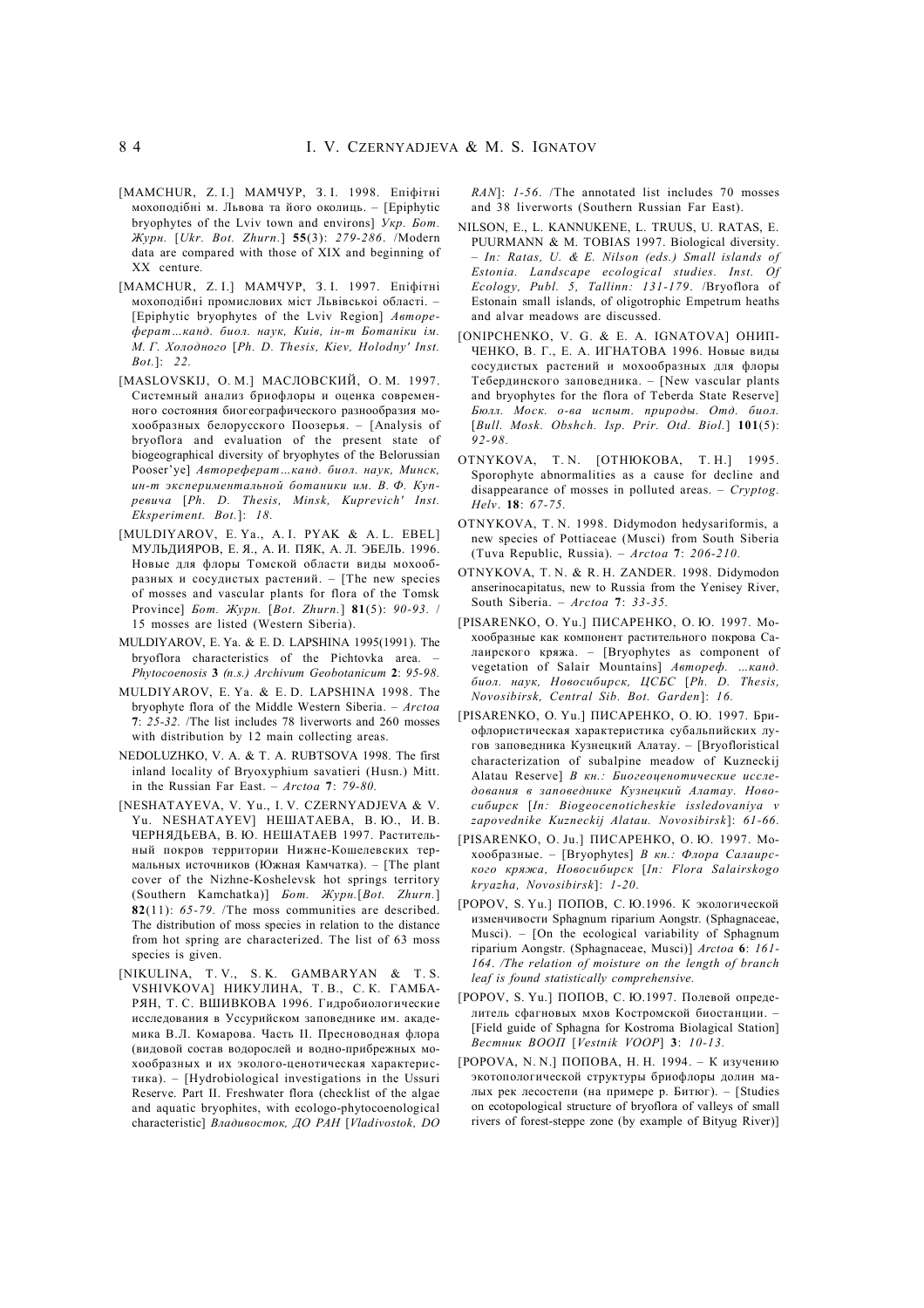[MAMCHUR, Z. I.] МАМЧУР, З. І. 1998. Епіфітні мохоподібні м. Львова та його околиць. – [Epiphytic bryophytes of the Lviv town and environs] *Укр. Бот. Журн.* [*Ukr. Bot. Zhurn.*] **55**(3): *279-286*. /Modern data are compared with those of XIX and beginning of XX centure.

[MAMCHUR, Z. I.] МАМЧУР, З. І. 1997. Епіфітні мохоподібні промислових міст Львівської області. – [Epiphytic bryophytes of the Lviv Region] *Автореферат…канд. біол. наук, Київ, ін-т Ботаніки ім. М. Г. Холодного* [*Ph. D. Thesis, Kiev, Holodny' Inst. Bot.*]: *22*.

[MASLOVSKIJ, O. M.] МАСЛОВСКИЙ, О. М. 1997. Системный анализ бриофлоры и оценка современного состояния биогеографического разнообразия мохообразных белорусского Поозерья. – [Analysis of bryoflora and evaluation of the present state of biogeographical diversity of bryophytes of the Belorusian Pooser'ye] *Автореферат…канд. биол. наук, Минск, ин-т экспериментальной ботаники им. В. Ф. Купревича* [*Ph. D. Thesis, Minsk, Kuprevich' Inst. Eksperiment. Bot.*]: *18*.

[MULDIYAROV, E. Ya., A. I. PYAK & A. L. EBEL] МУЛЬДИЯРОВ, Е. Я., А. И. ПЯК, А. Л. ЭБЕЛЬ. 1996. Новые для флоры Томской области виды мохообразных и сосудистых растений. – [The new species of mosses and vascular plants for flora of the Tomsk Province] *Бот. Журн.* [*Bot. Zhurn.*] **81**(5): *90-93*. / 15 mosses are listed (Western Siberia).

MULDIYAROV, E. Ya. & E. D. LAPSHINA 1995(1991). The bryoflora characteristics of the Pichtovka area. – *Phytocoenosis* **3** *(n.s.) Archivum Geobotanicum* **2**: *95-98*.

MULDIYAROV, E. Ya. & E. D. LAPSHINA 1998. The bryophyte flora of the Middle Western Siberia. – *Arctoa* **7**: *25-32*. /The list includes 78 liverworts and 260 mosses with distribution by 12 main collecting areas.

NEDOLUZHKO, V. A. & T. A. RUBTSOVA 1998. The first inland locality of Bryoxyphium savatieri (Husn.) Mitt. in the Russian Far East. – *Arctoa* **7**: *79-80*.

[NESHATAYEVA, V. Yu., I. V. CZERNYADJEVA & V. Yu. NESHATAYEV] НЕШАТАЕВА, В. Ю., И. В. ЧЕРНЯДЬЕВА, В. Ю. НЕШАТАЕВ 1997. Растительный покров территории Нижне-Кошелевских термальных источников (Южная Камчатка). – [The plant cover of the Nizhne-Koshelevsk hot springs territory (Southern Kamchatka)] *Бот. Журн.*[*Bot. Zhurn.*] **82**(11): *65-79*. /The moss communities are described. The distribution of moss species in relation to the distance from hot spring are characterized. The list of 63 moss species is given.

[NIKULINA, T. V., S. K. GAMBARYAN & T. S. VSHIVKOVA] НИКУЛИНА, Т. В., С. К. ГАМБАРЯН, Т. С. ВШИВКОВА 1996. Гидробиологические исследования в Уссурийском заповеднике им. академика В.Л. Комарова. Часть II. Пресноводная флора (видовой состав водорослей и водно-прибрежных мохообразных и их эколого-ценотическая характеристика). – [Hydrobiological investigations in the Ussuri Reserve. Part II. Freshwater flora (checklist of the algae and aquatic bryophites, with ecologo-phytocoenological characteristic] *Владивосток, ДО РАН* [*Vladivostok, DO RAN*]: *1-56*. /The annotated list includes 70 mosses and 38 liverworts (Southern Russian Far East).

NILSON, E., L. KANNUKENE, L. TRUUS, U. RATAS, E. PUURMANN & M. TOBIAS 1997. Biological diversity. – *In: Ratas, U. & E. Nilson (eds.) Small islands of Estonia. Landscape ecological studies. Inst. Of Ecology, Publ. 5, Tallinn: 131-179*. /Bryoflora of Estonain small islands, of oligotrophic Empetrum heaths and alvar meadows are discussed.

[ONIPCHENKO, V. G. & E. A. IGNATOVA] ОНИПЧЕНКО, В. Г., Е. А. ИГНАТОВА 1996. Новые виды сосудистых растений и мохообразных для флоры Тебердинского заповедника. – [New vascular plants and bryophytes for the flora of Teberda State Reserve] *Бюлл. Моск. о-ва испыт. природы. Отд. биол.* [*Bull. Mosk. Obshch. Isp. Prir. Otd. Biol.*] **101**(5): *92-98*.

OTNYKOVA, T. N. [ОТНЮКОВА, Т. Н.] 1995. Sporophyte abnormalities as a cause for decline and disappearance of mosses in polluted areas. – *Cryptog. Helv*. **18**: *67-75*.

OTNYKOVA, T. N. 1998. Didymodon hedysariformis, a new species of Pottiaceae (Musci) from South Siberia (Tuva Republic, Russia). – *Arctoa* **7**: *206-210*.

OTNYKOVA, T. N. & R. H. ZANDER. 1998. Didymodon anserinocapitatus, new to Russia from the Yenisey River, South Siberia. – *Arctoa* **7**: *33-35*.

[PISARENKO, O. Yu.] ПИСАРЕНКО, О. Ю. 1997. Мохообразные как компонент растительного покрова Салаирского кряжа. – [Bryophytes as component of vegetation of Salair Mountains] *Автореф. …канд. биол. наук, Новосибирск, ЦСБС* [*Ph. D. Thesis, Novosibirsk, Central Sib. Bot. Garden*]: *16*.

[PISARENKO, O. Yu.] ПИСАРЕНКО, О. Ю. 1997. Бриофлористическая характеристика субальпийских лугов заповедника Кузнецкий Алатау. – [Bryofloristical characterization of subalpine meadow of Kuzneckij Alatau Reserve] *В кн.: Биогеоценотические исследования в заповеднике Кузнецкий Алатау. Новосибирск* [*In: Biogeocenoticheskie issledovaniya v zapovednike Kuzneckij Alatau. Novosibirsk*]: *61-66*.

[PISARENKO, O. Ju.] ПИСАРЕНКО, О. Ю. 1997. Мохообразные. – [Bryophytes] *В кн.: Флора Салаирского кряжа, Новосибирск* [*In: Flora Salairskogo kryazha, Novosibirsk*]: *1-20*.

[POPOV, S. Yu.] ПОПОВ, С. Ю.1996. К экологической изменчивости Sphagnum riparium Aongstr. (Sphagnaceae, Musci). – [On the ecological variability of Sphagnum riparium Aongstr. (Sphagnaceae, Musci)] *Arctoa* **6**: *161-164*. */The relation of moisture on the length of branch leaf is found statistically comprehensive.*

[POPOV, S. Yu.] ПОПОВ, С. Ю.1997. Полевой определитель сфагновых мхов Костромской биостанции. – [Field guide of Sphagna for Kostroma Biological Station] *Вестник ВООП* [*Vestnik VOOP*] **3**: *10-13*.

[POPOVA, N. N.] ПОПОВА, Н. Н. 1994. – К изучению экотопологической структуры бриофлоры долин малых рек лесостепи (на примере р. Битюг). – [Studies on ecotopological structure of bryoflora of valleys of small rivers of forest-steppe zone (by example of Bityug River)]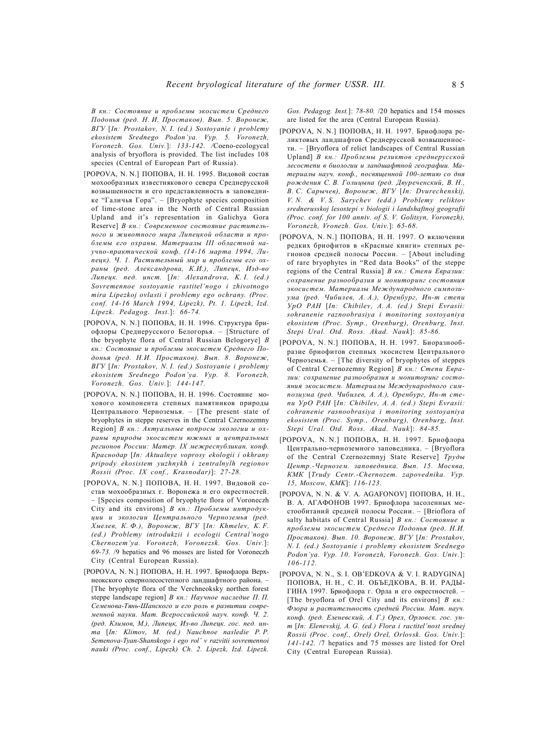*В кн.: Состояние и проблемы экосистем Среднего Подонья (ред. Н. И. Простаков). Вып. 5. Воронеж, ВГУ* [*In: Prostakov, N. I. (ed.) Sostoyanie i problemy ekosistem Srednego Podon'ya. Vyp. 5. Voronezh, Voronezh. Gos. Univ.*]: *133-142.* /Coeno-ecologycal analysis of bryoflora is provided. The list includes 108 species (Central of European Part of Russia).

[POPOVA, N. N.] ПОПОВА, Н. Н. 1995. Видовой состав мохообразных известнякового севера Среднерусской возвышенности и его представленность в заповеднике "Галичья Гора". – [Bryophyte species composition of lime-stone area in the North of Central Russian Upland and it's representation in Galichya Gora Reserve] *В кн.: Современное состояние растительного и животного мира Липецкой области и проблемы его охраны. Материалы III областной научно-практической конф. (14-16 марта 1994, Липецк). Ч. 1. Растительный мир и проблемы его охраны (ред. Александрова, К.И.), Липецк, Изд-во Липецк. пед. инст.* [*In: Alexandrova, K. I. (ed.) Sovremennoe sostoyanie rastitel'nogo i zhivotnogo mira Lipezkoj ovlasti i problemy ego ochrany. (Proc. conf. 14-16 March 1994, Lipezk), Pt. 1. Lipezk, Izd. Lipezk. Pedagog. Inst.*]: *66-74.*

[POPOVA, N. N.] ПОПОВА, Н. Н. 1996. Структура бриофлоры Среднерусского Белогорья. – [Structure of the bryophyte flora of Central Russian Belogorye] *В кн.: Состояние и проблемы экосистем Среднего Подонья (ред. Н.И. Простаков). Вып. 8. Воронеж, ВГУ* [*In: Prostakov, N. I. (ed.) Sostoyanie i problemy ekosistem Srednego Podon'ya. Vyp. 8. Voronezh, Voronezh. Gos. Univ.*]: *144-147.*

[POPOVA, N. N.] ПОПОВА, Н. Н. 1996. Состояние мохового компонента степных памятников природы Центрального Черноземья. – [The present state of bryophytes in steppe reserves in the Central Czernozemny Region] *В кн.: Актуальные вопросы экологии и охраны природы экосистем южных и центральных регионов России: Матер. IX межреспубликан. конф. Краснодар* [*In: Aktualnye voprosy ekologii i okhrany pripody ekosistem yuzhnykh i zentralnylh regionov Rossii (Proc. IX conf., Krasnodar)*]: *27-28.*

[POPOVA, N. N.] ПОПОВА, Н. Н. 1997. Видовой состав мохообразных г. Воронежа и его окрестностей. – [Species composition of bryophyte flora of Voroneczh City and its environs] *В кн.: Проблемы интродукции и экологии Центрального Черноземья (ред. Хмелев, К. Ф.), Воронеж, ВГУ* [*In: Khmelev, K. F. (ed.) Problemy introdukzii i ecologii Central'nogo Chernozem'ya. Voronezh, Voronezsk. Gos. Univ.*]: *69-73.* /9 hepatics and 96 mosses are listed for Voroneczh City (Central European Russia).

[POPOVA, N. N.] ПОПОВА, Н. Н. 1997. Бриофлора Верхнеокского севернолесостепного ландшафтного района. – [The bryophyte flora of the Verchneoksky northen forest steppe landscape region] *В кн.: Научное наследие П. П. Семенова-Тянь-Шанского и его роль в развитии современной науки. Мат. Всероссийской науч. конф. Ч. 2. (ред. Климов, М.), Липецк, Из-во Липецк. гос. пед. ин-та* [*In: Klimov, M. (ed.) Nauchnoe nasledie P. P. Semenova-Tyan-Shanskogo i ego rol' v razvitii sovremennoi nauki (Proc. conf., Lipezk) Ch. 2. Lipezk, Izd. Lipezk. Gos. Pedagog. Inst.*]: *78-80.* /20 hepatics and 154 mosses are listed for the area (Central European Russia).

[POPOVA, N. N.] ПОПОВА, Н. Н. 1997. Бриофлора реликтовых ландшафтов Среднерусской возвышенности. – [Bryoflora of relict landscapes of Central Russian Upland] *В кн.: Проблемы реликтов среднерусской лесостепи в биологии и ландшафтной географии. Материалы науч. конф., посвященной 100-летию со дня рождения С. В. Голицына (ред. Двуреченский, В. Н., В. С. Сарычев), Воронеж, ВГУ* [*In: Dvurechenskij, V. N. & V. S. Sarychev (edd.) Problemy reliktov srednerusskoj lesostepi v biologii i landshaftnoj geografii (Proc. conf. for 100 anniv. of S. V. Golitsyn, Voronezh), Voronezh, Vronezh. Gos. Univ.*]: *65-68.*

[POPOVA, N. N.] ПОПОВА, Н. Н. 1997. О включении редких бриофитов в «Красные книги» степных регионов средней полосы России. – [About including of rare bryophytes in "Red data Books" of the steppe regions of the Central Russia] *В кн.: Степи Евразии: сохранение разнообразия и мониторинг состояния экосистем. Материалы Международного симпозиума (ред. Чибилев, А. А.), Оренбург, Ин-т степи УрО РАН* [*In: Chibilev, A. A. (ed.) Stepi Evrasii: sohranenie raznoobrasiya i monitoring sostoyaniya ekosistem (Proc. Symp., Orenburg), Orenburg, Inst. Stepi Ural. Otd. Ross. Akad. Nauk*]: *85-86.*

[POPOVA, N. N.] ПОПОВА, Н. Н. 1997. Биоразнообразие бриофитов степных экосистем Центрального Черноземья. – [The diversity of bryophytes of steppes of Central Czernozemny Region] *В кн.: Степи Евразии: сохранение разнообразия и мониторинг состояния экосистем. Материалы Международного симпозиума (ред. Чибилев, А. А.), Оренбург, Ин-т степи УрО РАН* [*In: Chibilev, A. A. (ed.) Stepi Evrasii: cohranenie rasnoobrasiya i monitoring sostoyaniya ekosistem (Proc. Symp., Orenburg), Orenburg, Inst. Stepi Ural. Otd. Ross. Akad. Nauk*]: *84-85.*

[POPOVA, N. N.] ПОПОВА, Н. Н. 1997. Бриофлора Центрально-черноземного заповедника. – [Bryoflora of the Central Czernozemnyj State Reserve] *Труды Центр.-Чернозем. заповедника. Вып. 15. Москва, КМК* [*Trudy Centr.-Chernozem. zapovednika. Vyp. 15, Moscow, KMK*]: *116-123.*

[POPOVA, N. N. & V. A. AGAFONOV] ПОПОВА, Н. Н., В. А. АГАФОНОВ 1997. Бриофлора засоленных местообитаний средней полосы России. – [Brioflora of salty habitats of Central Russia] *В кн.: Состояние и проблемы экосистем Среднего Подонья (ред. Н.И. Простаков). Вып. 10. Воронеж, ВГУ* [*In: Prostakov, N. I. (ed.) Sostoyanie i problemy ekosistem Srednego Podon'ya. Vyp. 10. Voronezh, Voronezh. Gos. Univ.*]: *106-112.*

[POPOVA, N. N., S. I. OB'EDKOVA & V. I. RADYGINA] ПОПОВА, Н. Н., С. И. ОБЪЕДКОВА, В. И. РАДЫГИНА 1997. Бриофлора г. Орла и его окрестностей. – [The bryoflora of Orel City and its environs] *В кн.: Флора и растительность средней России. Мат. науч. конф. (ред. Еленевский, А. Г.) Орел, Орловск. гос. ун-т* [*In: Elenevskij, A. G. (ed.) Flora i ractitel'nost srednej Rossii (Proc. conf., Orel) Orel, Orlovsk. Gos. Univ.*]: *141-142.* /7 hepatics and 75 mosses are listed for Orel City (Central European Russia).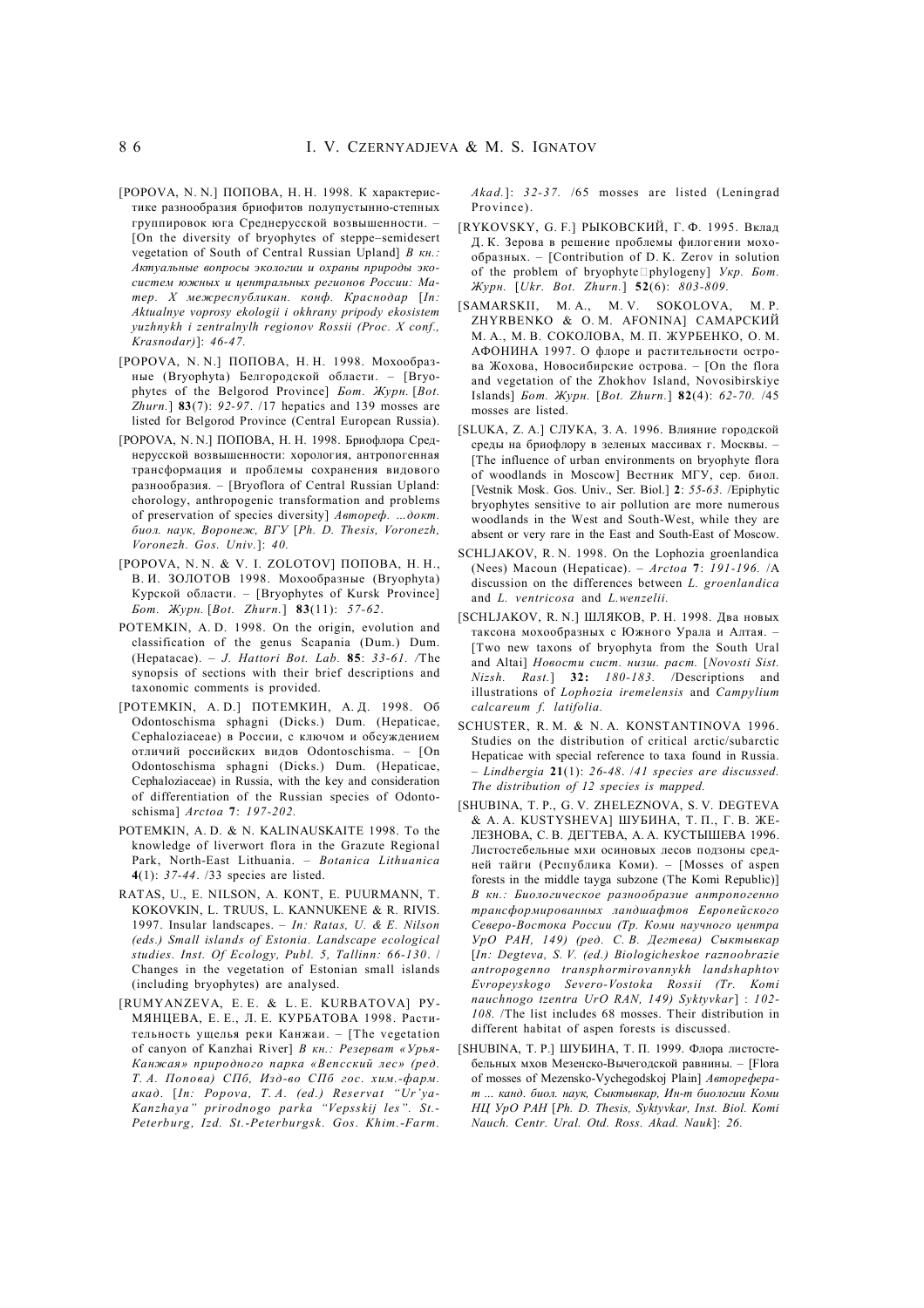[POPOVA, N. N.] ПОПОВА, Н. Н. 1998. К характеристике разнообразия бриофитов полупустынно-степных группировок юга Среднерусской возвышенности. – [On the diversity of bryophytes of steppe–semidesert vegetation of South of Central Russian Upland] *В кн.: Актуальные вопросы экологии и охраны природы экосистем южных и центральных регионов России: Матер. X межреспубликан. конф. Краснодар* [*In: Aktualnye voprosy ekologii i okhrany pripody ekosistem yuzhnykh i zentralnylh regionov Rossii (Proc. X conf., Krasnodar)*]: *46-47.*

[POPOVA, N. N.] ПОПОВА, Н. Н. 1998. Мохообразные (Bryophyta) Белгородской области. – [Bryophytes of the Belgorod Province] *Бот. Журн.* [*Bot. Zhurn.*] **83**(7): *92-97.* /17 hepatics and 139 mosses are listed for Belgorod Province (Central European Russia).

[POPOVA, N. N.] ПОПОВА, Н. Н. 1998. Бриофлора Среднерусской возвышенности: хорология, антропогенная трансформация и проблемы сохранения видового разнообразия. – [Bryoflora of Central Russian Upland: chorology, anthropogenic transformation and problems of preservation of species diversity] *Автореф. ...докт. биол. наук, Воронеж, ВГУ* [*Ph. D. Thesis, Voronezh, Voronezh. Gos. Univ.*]: *40.*

[POPOVA, N. N. & V. I. ZOLOTOV] ПОПОВА, Н. Н., В. И. ЗОЛОТОВ 1998. Мохообразные (Bryophyta) Курской области. – [Bryophytes of Kursk Province] *Бот. Журн.* [*Bot. Zhurn.*] **83**(11): *57-62.*

POTEMKIN, A. D. 1998. On the origin, evolution and classification of the genus Scapania (Dum.) Dum. (Hepatacae). – *J. Hattori Bot. Lab.* **85**: *33-61. /*The synopsis of sections with their brief descriptions and taxonomic comments is provided.

[POTEMKIN, A. D.] ПОТЕМКИН, А. Д. 1998. Об Odontoschisma sphagni (Dicks.) Dum. (Hepaticae, Cephaloziaceae) в России, с ключом и обсуждением отличий российских видов Odontoschisma. – [On Odontoschisma sphagni (Dicks.) Dum. (Hepaticae, Cephaloziaceae) in Russia, with the key and consideration of differentiation of the Russian species of Odontoschisma] *Arctoa* **7**: *197-202.*

POTEMKIN, A. D. & N. KALINAUSKAITE 1998. To the knowledge of liverwort flora in the Grazute Regional Park, North-East Lithuania. – *Botanica Lithuanica* **4**(1): *37-44*. /33 species are listed.

RATAS, U., E. NILSON, A. KONT, E. PUURMANN, T. KOKOVKIN, L. TRUUS, L. KANNUKENE & R. RIVIS. 1997. Insular landscapes. – *In: Ratas, U. & E. Nilson (eds.) Small islands of Estonia. Landscape ecological studies. Inst. Of Ecology, Publ. 5, Tallinn: 66-130.* / Changes in the vegetation of Estonian small islands (including bryophytes) are analysed.

[RUMYANZEVA, E. E. & L. E. KURBATOVA] РУМЯНЦЕВА, Е. Е., Л. Е. КУРБАТОВА 1998. Растительность ущелья реки Канжаи. – [The vegetation of canyon of Kanzhai River] *В кн.: Резерват «Урья-Канжая» природного парка «Вепсский лес» (ред. Т. А. Попова) СПб, Изд-во СПб гос. хим.-фарм. акад.* [*In: Popova, T. A. (ed.) Reservat "Ur'ya-Kanzhaya" prirodnogo parka "Vepsskij les". St.-Peterburg, Izd. St.-Peterburgsk. Gos. Khim.-Farm. Akad.*]: *32-37.* /65 mosses are listed (Leningrad Province).

[RYKOVSKY, G. F.] РЫКОВСКИЙ, Г. Ф. 1995. Вклад Д. К. Зерова в решение проблемы филогении мохообразных. – [Contribution of D. K. Zerov in solution of the problem of bryophyte phylogeny] *Укр. Бот. Журн.* [*Ukr. Bot. Zhurn.*] **52**(6): *803-809.*

[SAMARSKII, M. A., M. V. SOKOLOVA, M. P. ZHYRBENKO & O. M. AFONINA] САМАРСКИЙ М. А., М. В. СОКОЛОВА, М. П. ЖУРБЕНКО, О. М. АФОНИНА 1997. О флоре и растительности острова Жохова, Новосибирские острова. – [On the flora and vegetation of the Zhokhov Island, Novosibirskiye Islands] *Бот. Журн.* [*Bot. Zhurn.*] **82**(4): *62-70.* /45 mosses are listed.

[SLUKA, Z. A.] СЛУКА, З. А. 1996. Влияние городской среды на бриофлору в зеленых массивах г. Москвы. – [The influence of urban environments on bryophyte flora of woodlands in Moscow] Вестник МГУ, сер. биол. [Vestnik Mosk. Gos. Univ., Ser. Biol.] **2**: *55-63.* /Epiphytic bryophytes sensitive to air pollution are more numerous woodlands in the West and South-West, while they are absent or very rare in the East and South-East of Moscow.

SCHLJAKOV, R. N. 1998. On the Lophozia groenlandica (Nees) Macoun (Hepaticae). – *Arctoa* **7**: *191-196.* /A discussion on the differences between *L. groenlandica* and *L. ventricosa* and *L.wenzelii.*

[SCHLJAKOV, R. N.] ШЛЯКОВ, Р. Н. 1998. Два новых таксона мохообразных с Южного Урала и Алтая. – [Two new taxons of bryophyta from the South Ural and Altai] *Новости сист. низш. раст.* [*Novosti Sist. Nizsh. Rast.*] **32:** *180-183.* /Descriptions and illustrations of *Lophozia iremelensis* and *Campylium calcareum f. latifolia.*

SCHUSTER, R. M. & N. A. KONSTANTINOVA 1996. Studies on the distribution of critical arctic/subarctic Hepaticae with special reference to taxa found in Russia. – *Lindbergia* **21**(1): *26-48.* /*41 species are discussed. The distribution of 12 species is mapped.*

[SHUBINA, T. P., G. V. ZHELEZNOVA, S. V. DEGTEVA & A. A. KUSTYSHEVA] ШУБИНА, Т. П., Г. В. ЖЕЛЕЗНОВА, С. В. ДЕГТЕВА, А. А. КУСТЫШЕВА 1996. Листостебельные мхи осиновых лесов подзоны средней тайги (Республика Коми). – [Mosses of aspen forests in the middle tayga subzone (The Komi Republic)] *В кн.: Биологическое разнообразие антропогенно трансформированных ландшафтов Европейского Северо-Востока России (Тр. Коми научного центра УрО РАН, 149) (ред. С. В. Дегтева) Сыктывкар* [*In: Degteva, S. V. (ed.) Biologicheskoe raznoobrazie antropogenno transphormirovannykh landshaphtov Evropeyskogo Severo-Vostoka Rossii (Tr. Komi nauchnogo tzentra UrO RAN, 149) Syktyvkar*] : *102-108.* /The list includes 68 mosses. Their distribution in different habitat of aspen forests is discussed.

[SHUBINA, T. P.] ШУБИНА, Т. П. 1999. Флора листостебельных мхов Мезенско-Вычегодской равнины. – [Flora of mosses of Mezensko-Vychegodskoj Plain] *Автореферат ... канд. биол. наук, Сыктывкар, Ин-т биологии Коми НЦ УрО РАН* [*Ph. D. Thesis, Syktyvkar, Inst. Biol. Komi Nauch. Centr. Ural. Otd. Ross. Akad. Nauk*]: *26.*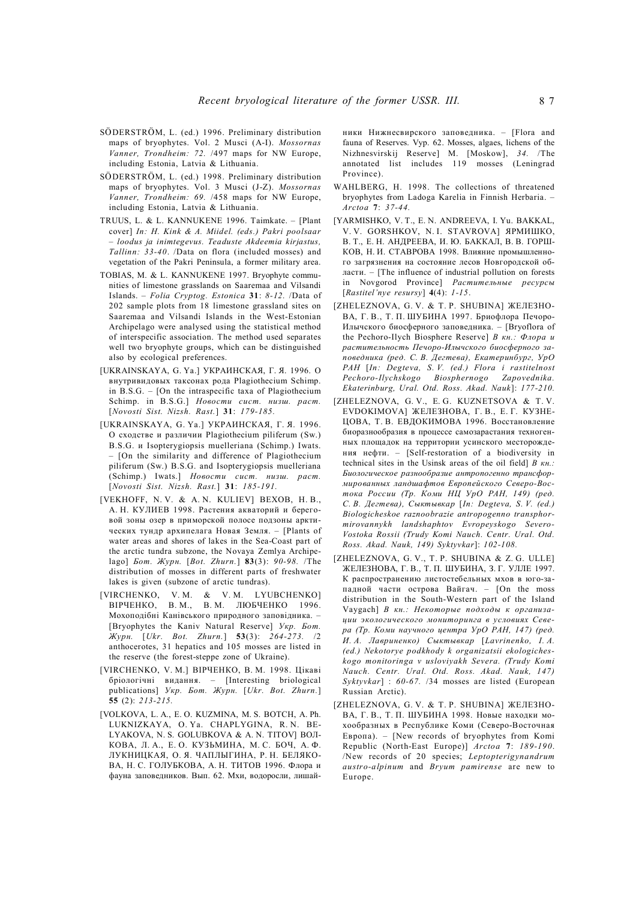SÖDERSTRÖM, L. (ed.) 1996. Preliminary distribution maps of bryophytes. Vol. 2 Musci (A-I). *Mossornas Vanner, Trondheim: 72.* /497 maps for NW Europe, including Estonia, Latvia & Lithuania.

SÖDERSTRÖM, L. (ed.) 1998. Preliminary distribution maps of bryophytes. Vol. 3 Musci (J-Z). *Mossornas Vanner, Trondheim: 69.* /458 maps for NW Europe, including Estonia, Latvia & Lithuania.

TRUUS, L. & L. KANNUKENE 1996. Taimkate. – [Plant cover] *In: H. Kink & A. Miidel. (eds.) Pakri poolsaar – loodus ja inimtegevus. Teaduste Akdeemia kirjastus, Tallinn: 33-40.* /Data on flora (included mosses) and vegetation of the Pakri Peninsula, a former military area.

TOBIAS, M. & L. KANNUKENE 1997. Bryophyte communities of limestone grasslands on Saaremaa and Vilsandi Islands. – *Folia Cryptog. Estonica* **31**: *8-12.* /Data of 202 sample plots from 18 limestone grassland sites on Saaremaa and Vilsandi Islands in the West-Estonian Archipelago were analysed using the statistical method of interspecific association. The method used separates well two bryophyte groups, which can be distinguished also by ecological preferences.

[UKRAINSKAYA, G. Ya.] УКРАИНСКАЯ, Г. Я. 1996. О внутривидовых таксонах рода Plagiothecium Schimp. in B.S.G. – [On the intraspecific taxa of Plagiothecium Schimp. in B.S.G.] *Новости сист. низш. раст.* [*Novosti Sist. Nizsh. Rast.*] **31**: *179-185.*

[UKRAINSKAYA, G. Ya.] УКРАИНСКАЯ, Г. Я. 1996. О сходстве и различии Plagiothecium piliferum (Sw.) B.S.G. и Isopterygiopsis muelleriana (Schimp.) Iwats. – [On the similarity and difference of Plagiothecium piliferum (Sw.) B.S.G. and Isopterygiopsis muelleriana (Schimp.) Iwats.] *Новости сист. низш. раст.* [*Novosti Sist. Nizsh. Rast.*] **31**: *185-191.*

[VEKHOFF, N. V. & A. N. KULIEV] ВЕХОВ, Н. В., А. Н. КУЛИЕВ 1998. Растения акваторий и береговой зоны озер в приморской полосе подзоны арктических тундр архипелага Новая Земля. – [Plants of water areas and shores of lakes in the Sea-Coast part of the arctic tundra subzone, the Novaya Zemlya Archipelago] *Бот. Журн.* [*Bot. Zhurn.*] **83**(3): *90-98.* /The distribution of mosses in different parts of freshwater lakes is given (subzone of arctic tundras).

[VIRCHENKO, V. M. & V. M. LYUBCHENKO] ВІРЧЕНКО, В. М., В. М. ЛЮБЧЕНКО 1996. Мохоподібні Канівського природного заповідника. – [Bryophytes the Kaniv Natural Reserve] *Укр. Бот. Журн.* [*Ukr. Bot. Zhurn.*] **53**(3): *264-273.* /2 anthocerotes, 31 hepatics and 105 mosses are listed in the reserve (the forest-steppe zone of Ukraine).

[VIRCHENKO, V. M.] ВІРЧЕНКО, В. М. 1998. Цікаві бріологічні видання. – [Interesting briological publications] *Укр. Бот. Журн.* [*Ukr. Bot. Zhurn.*] **55** (2): *213-215.*

[VOLKOVA, L. A., E. O. KUZMINA, M. S. BOTCH, A. Ph. LUKNIZKAYA, O. Ya. CHAPLYGINA, R. N. BELYAKOVA, N. S. GOLUBKOVA & A. N. TITOV] ВОЛКОВА, Л. А., Е. О. КУЗЬМИНА, М. С. БОЧ, А. Ф. ЛУКНИЦКАЯ, О. Я. ЧАПЛЫГИНА, Р. Н. БЕЛЯКОВА, Н. С. ГОЛУБКОВА, А. Н. ТИТОВ 1996. Флора и фауна заповедников. Вып. 62. Мхи, водоросли, лишайники Нижнесвирского заповедника. – [Flora and fauna of Reserves. Vyp. 62. Mosses, algaes, lichens of the Nizhnesvirskij Reserve] M. [Moskow], *34.* /The annotated list includes 119 mosses (Leningrad Province).

WAHLBERG, H. 1998. The collections of threatened bryophytes from Ladoga Karelia in Finnish Herbaria. – *Arctoa* **7**: *37-44.*

[YARMISHKO, V. T., E. N. ANDREEVA, I. Yu. BAKKAL, V. V. GORSHKOV, N. I. STAVROVA] ЯРМИШКО, В. Т., Е. Н. АНДРЕЕВА, И. Ю. БАККАЛ, В. В. ГОРШКОВ, Н. И. СТАВРОВА 1998. Влияние промышленного загрязнения на состояние лесов Новгородской области. – [The influence of industrial pollution on forests in Novgorod Province] *Растительные ресурсы* [*Rastitel'nye resursy*] **4**(4): *1-15.*

[ZHELEZNOVA, G. V. & T. P. SHUBINA] ЖЕЛЕЗНОВА, Г. В., Т. П. ШУБИНА 1997. Бриофлора Печоро-Илычского биосферного заповедника. – [Bryoflora of the Pechoro-Ilych Biosphere Reserve] *В кн.: Флора и растительность Печоро-Илычского биосферного заповедника (ред. С. В. Дегтева), Екатеринбург, УрО РАН* [*In: Degteva, S. V. (ed.) Flora i rastitelnost Pechoro-Ilychskogo Biosphernogo Zapovednika. Ekaterinburg, Ural. Otd. Ross. Akad. Nauk*]: *177-210.*

[ZHELEZNOVA, G. V., E. G. KUZNETSOVA & T. V. EVDOKIMOVA] ЖЕЛЕЗНОВА, Г. В., Е. Г. КУЗНЕЦОВА, Т. В. ЕВДОКИМОВА 1996. Восстановление биоразнообразия в процессе самозарастания техногенных площадок на территории усинского месторождения нефти. – [Self-restoration of a biodiversity in technical sites in the Usinsk areas of the oil field] *В кн.: Биологическое разнообразие антропогенно трансформированных ландшафтов Европейского Северо-Востока России (Тр. Коми НЦ УрО РАН, 149) (ред. С. В. Дегтева), Сыктывкар* [*In: Degteva, S. V. (ed.) Biologicheskoe raznoobrazie antropogenno transphormirovannykh landshaphtov Evropeyskogo Severo-Vostoka Rossii (Trudy Komi Nauch. Centr. Ural. Otd. Ross. Akad. Nauk, 149) Syktyvkar*]: *102-108.*

[ZHELEZNOVA, G. V., T. P. SHUBINA & Z. G. ULLE] ЖЕЛЕЗНОВА, Г. В., Т. П. ШУБИНА, З. Г. УЛЛЕ 1997. К распространению листостебельных мхов в юго-западной части острова Вайгач. – [On the moss distribution in the South-Western part of the Island Vaygach] *В кн.: Некоторые подходы к организации экологического мониторинга в условиях Севера (Тр. Коми научного центра УрО РАН, 147) (ред. И. А. Лавриненко) Сыктывкар* [*Lavrinenko, I. A. (ed.) Nekotorye podkhody k organizatsii ekologicheskogo monitoringa v usloviyakh Severa. (Trudy Komi Nauch. Centr. Ural. Otd. Ross. Akad. Nauk, 147) Syktyvkar*] : *60-67.* /34 mosses are listed (European Russian Arctic).

[ZHELEZNOVA, G. V. & T. P. SHUBINA] ЖЕЛЕЗНОВА, Г. В., Т. П. ШУБИНА 1998. Новые находки мохообразных в Республике Коми (Северо-Восточная Европа). – [New records of bryophytes from Komi Republic (North-East Europe)] *Arctoa* **7**: *189-190.* /New records of 20 species; *Leptopterigynandrum austro-alpinum* and *Bryum pamirense* are new to Europe.